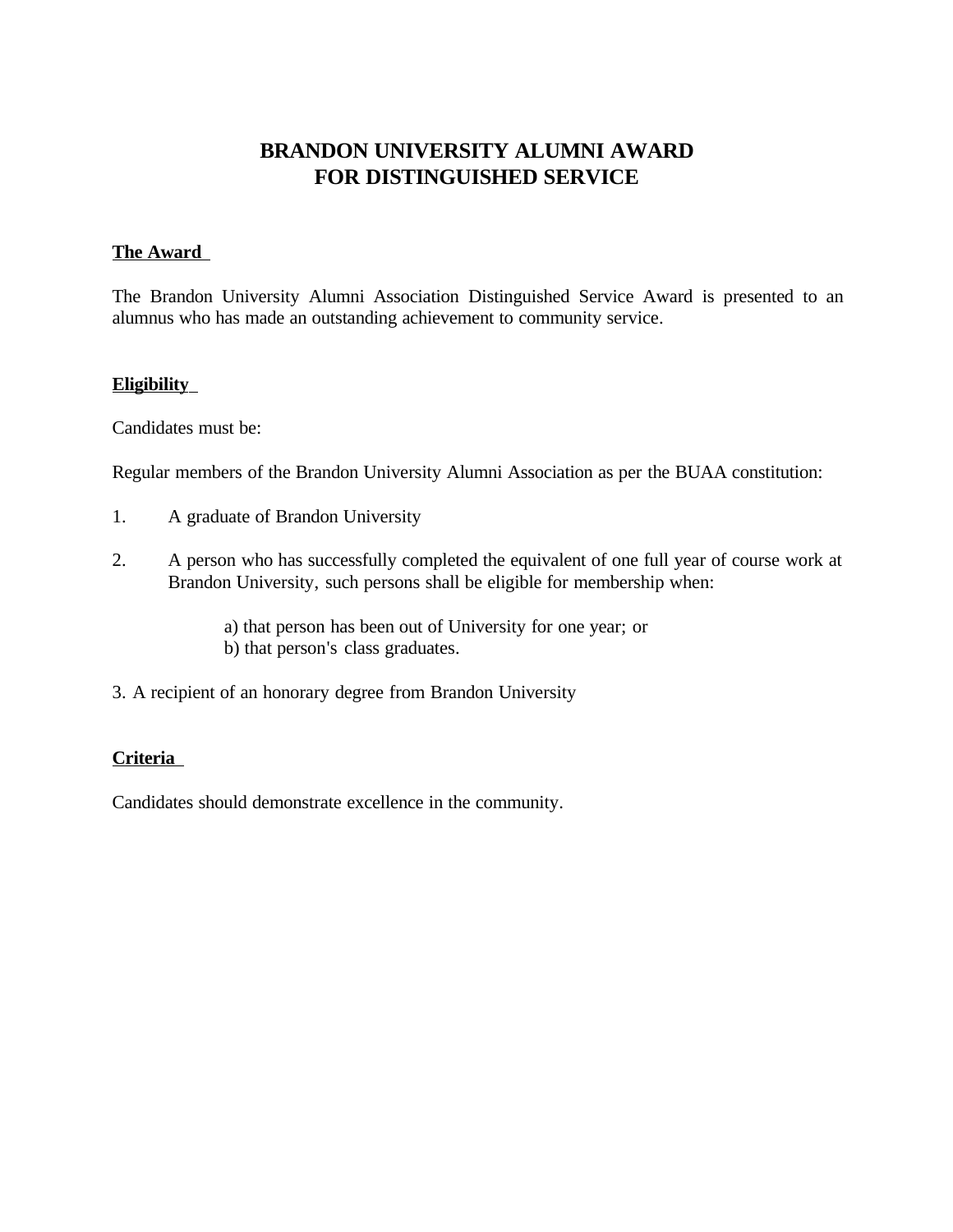# BRANDON UNIVERSITY ALUMNI AWARD FOR DISTINGUISHED SERVICE

## The Award

The Brandon University Alumni Association Distinguished Service Award is presented to an alumnus who has made an outstanding achievement to community service.

## Eligibility

Candidates must be:

Regular members of the Brandon University Alumni Association as per the BUAA constitution:

1. A graduate of Brandon University
2. A person who has successfully completed the equivalent of one full year of course work at Brandon University, such persons shall be eligible for membership when:

   a) that person has been out of University for one year; or
   b) that person's class graduates.

3. A recipient of an honorary degree from Brandon University

## Criteria

Candidates should demonstrate excellence in the community.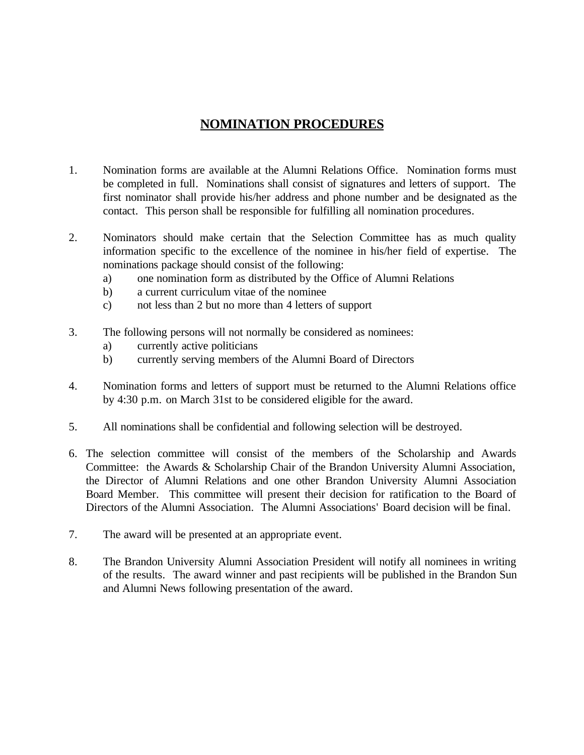## NOMINATION PROCEDURES

1. Nomination forms are available at the Alumni Relations Office. Nomination forms must be completed in full. Nominations shall consist of signatures and letters of support. The first nominator shall provide his/her address and phone number and be designated as the contact. This person shall be responsible for fulfilling all nomination procedures.

2. Nominators should make certain that the Selection Committee has as much quality information specific to the excellence of the nominee in his/her field of expertise. The nominations package should consist of the following:
   a) one nomination form as distributed by the Office of Alumni Relations
   b) a current curriculum vitae of the nominee
   c) not less than 2 but no more than 4 letters of support

3. The following persons will not normally be considered as nominees:
   a) currently active politicians
   b) currently serving members of the Alumni Board of Directors

4. Nomination forms and letters of support must be returned to the Alumni Relations office by 4:30 p.m. on March 31st to be considered eligible for the award.

5. All nominations shall be confidential and following selection will be destroyed.

6. The selection committee will consist of the members of the Scholarship and Awards Committee: the Awards & Scholarship Chair of the Brandon University Alumni Association, the Director of Alumni Relations and one other Brandon University Alumni Association Board Member. This committee will present their decision for ratification to the Board of Directors of the Alumni Association. The Alumni Associations' Board decision will be final.

7. The award will be presented at an appropriate event.

8. The Brandon University Alumni Association President will notify all nominees in writing of the results. The award winner and past recipients will be published in the Brandon Sun and Alumni News following presentation of the award.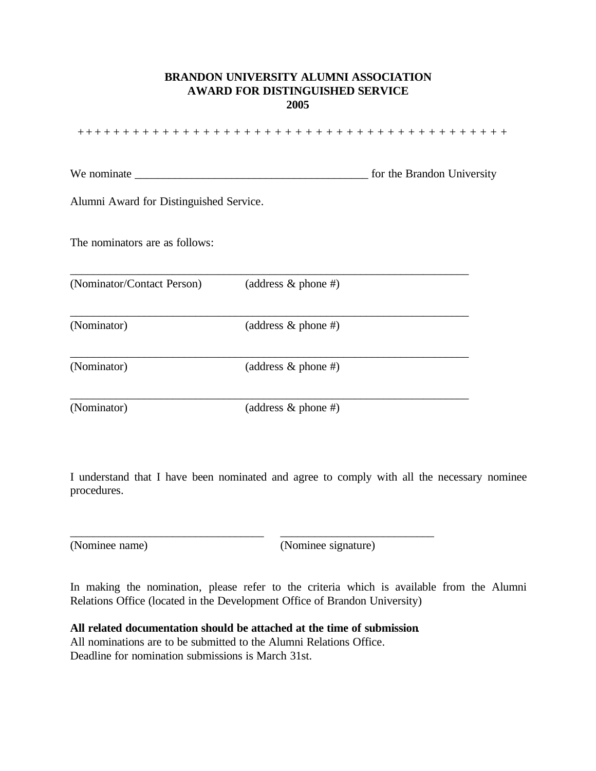**BRANDON UNIVERSITY ALUMNI ASSOCIATION**
**AWARD FOR DISTINGUISHED SERVICE**
**2005**

+ + + + + + + + + + + + + + + + + + + + + + + + + + + + + + + + + + + + + + + + + + + + + + +

We nominate _______________________________________ for the Brandon University Alumni Award for Distinguished Service.

The nominators are as follows:

_____________________________________________________________________
(Nominator/Contact Person) (address & phone #)

_____________________________________________________________________
(Nominator) (address & phone #)

_____________________________________________________________________
(Nominator) (address & phone #)

_____________________________________________________________________
(Nominator) (address & phone #)

I understand that I have been nominated and agree to comply with all the necessary nominee procedures.

_________________________________ __________________________
(Nominee name) (Nominee signature)

In making the nomination, please refer to the criteria which is available from the Alumni Relations Office (located in the Development Office of Brandon University)

**All related documentation should be attached at the time of submission.**
All nominations are to be submitted to the Alumni Relations Office.
Deadline for nomination submissions is March 31st.